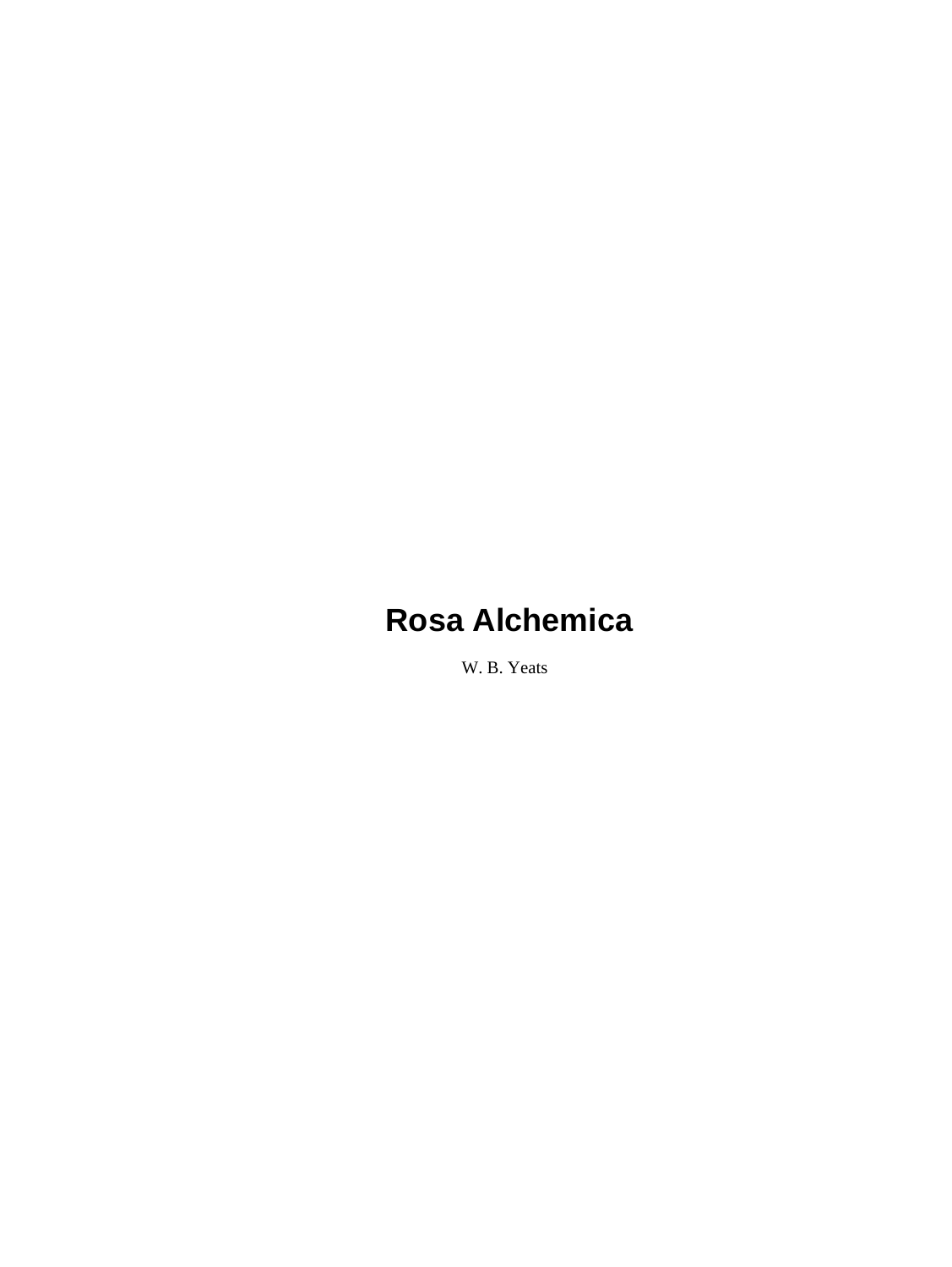# Rosa Alchemica

W. B. Yeats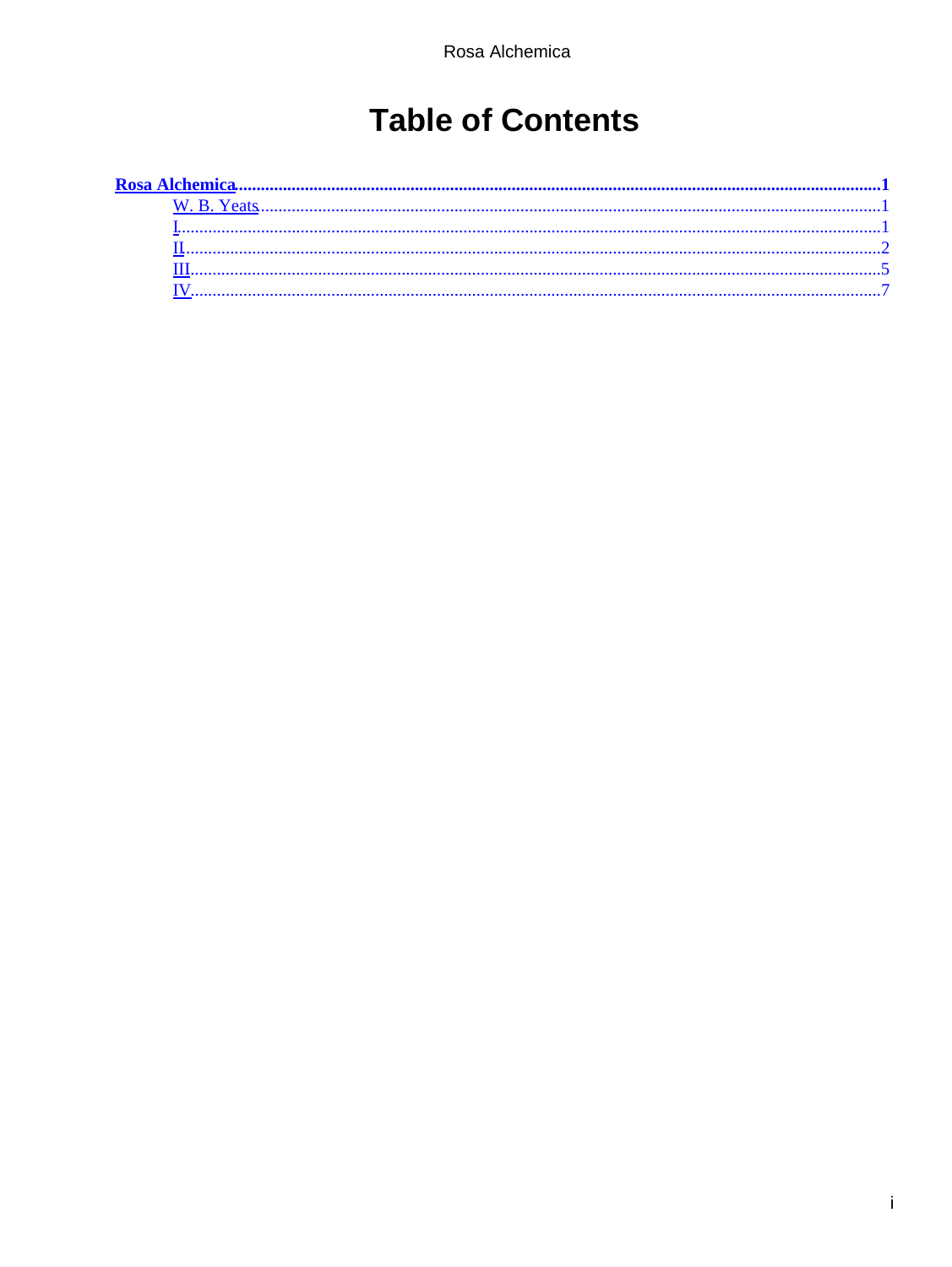# Table of Contents

- **Rosa Alchemica** ..... **1**
  - W. B. Yeats ..... 1
  - I ..... 1
  - II ..... 2
  - III ..... 5
  - IV ..... 7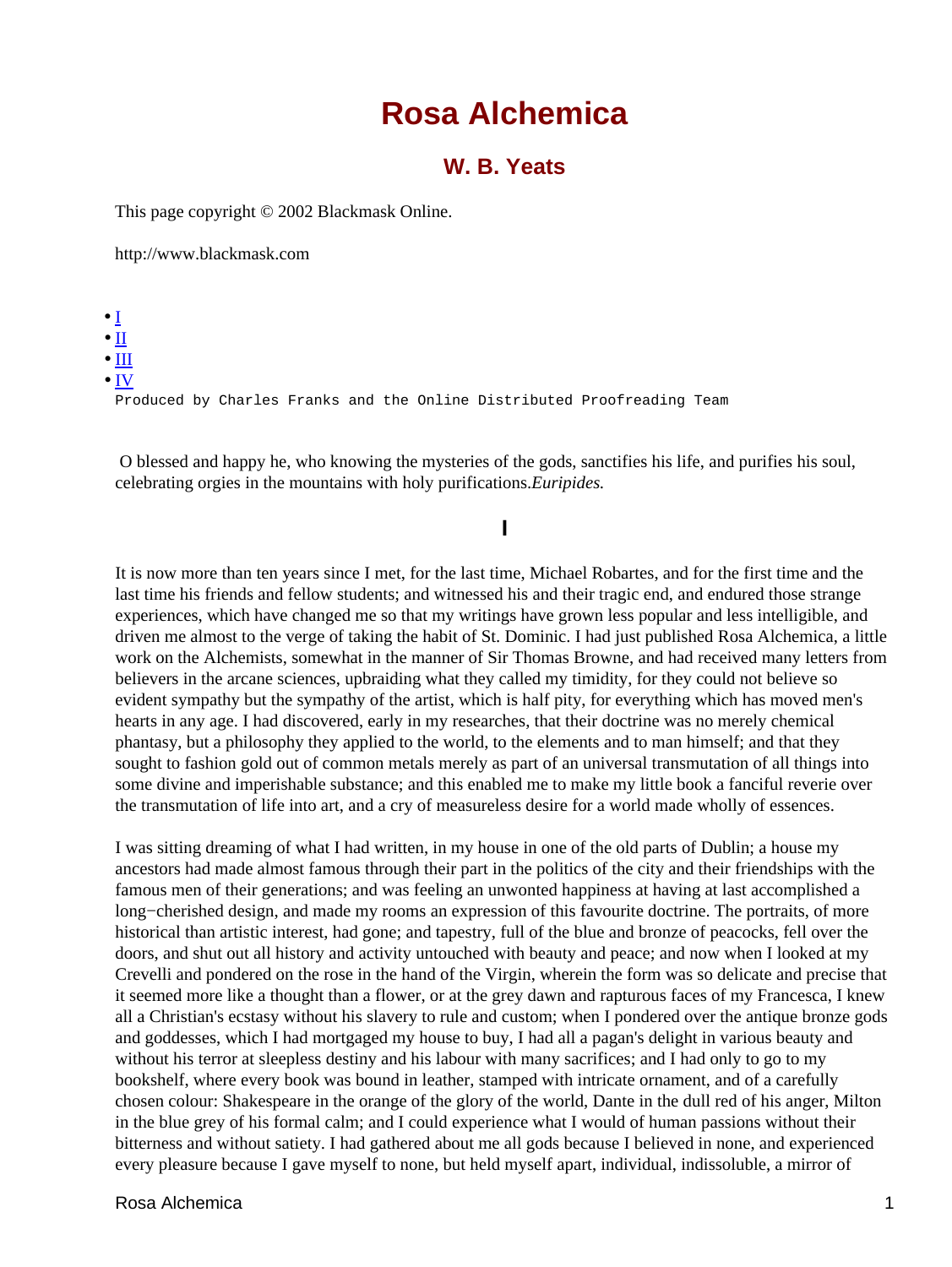# Rosa Alchemica

## W. B. Yeats

This page copyright © 2002 Blackmask Online.

http://www.blackmask.com

- I
- II
- III
- IV

```
Produced by Charles Franks and the Online Distributed Proofreading Team
```

O blessed and happy he, who knowing the mysteries of the gods, sanctifies his life, and purifies his soul, celebrating orgies in the mountains with holy purifications.*Euripides.*

### I

It is now more than ten years since I met, for the last time, Michael Robartes, and for the first time and the last time his friends and fellow students; and witnessed his and their tragic end, and endured those strange experiences, which have changed me so that my writings have grown less popular and less intelligible, and driven me almost to the verge of taking the habit of St. Dominic. I had just published Rosa Alchemica, a little work on the Alchemists, somewhat in the manner of Sir Thomas Browne, and had received many letters from believers in the arcane sciences, upbraiding what they called my timidity, for they could not believe so evident sympathy but the sympathy of the artist, which is half pity, for everything which has moved men's hearts in any age. I had discovered, early in my researches, that their doctrine was no merely chemical phantasy, but a philosophy they applied to the world, to the elements and to man himself; and that they sought to fashion gold out of common metals merely as part of an universal transmutation of all things into some divine and imperishable substance; and this enabled me to make my little book a fanciful reverie over the transmutation of life into art, and a cry of measureless desire for a world made wholly of essences.

I was sitting dreaming of what I had written, in my house in one of the old parts of Dublin; a house my ancestors had made almost famous through their part in the politics of the city and their friendships with the famous men of their generations; and was feeling an unwonted happiness at having at last accomplished a long−cherished design, and made my rooms an expression of this favourite doctrine. The portraits, of more historical than artistic interest, had gone; and tapestry, full of the blue and bronze of peacocks, fell over the doors, and shut out all history and activity untouched with beauty and peace; and now when I looked at my Crevelli and pondered on the rose in the hand of the Virgin, wherein the form was so delicate and precise that it seemed more like a thought than a flower, or at the grey dawn and rapturous faces of my Francesca, I knew all a Christian's ecstasy without his slavery to rule and custom; when I pondered over the antique bronze gods and goddesses, which I had mortgaged my house to buy, I had all a pagan's delight in various beauty and without his terror at sleepless destiny and his labour with many sacrifices; and I had only to go to my bookshelf, where every book was bound in leather, stamped with intricate ornament, and of a carefully chosen colour: Shakespeare in the orange of the glory of the world, Dante in the dull red of his anger, Milton in the blue grey of his formal calm; and I could experience what I would of human passions without their bitterness and without satiety. I had gathered about me all gods because I believed in none, and experienced every pleasure because I gave myself to none, but held myself apart, individual, indissoluble, a mirror of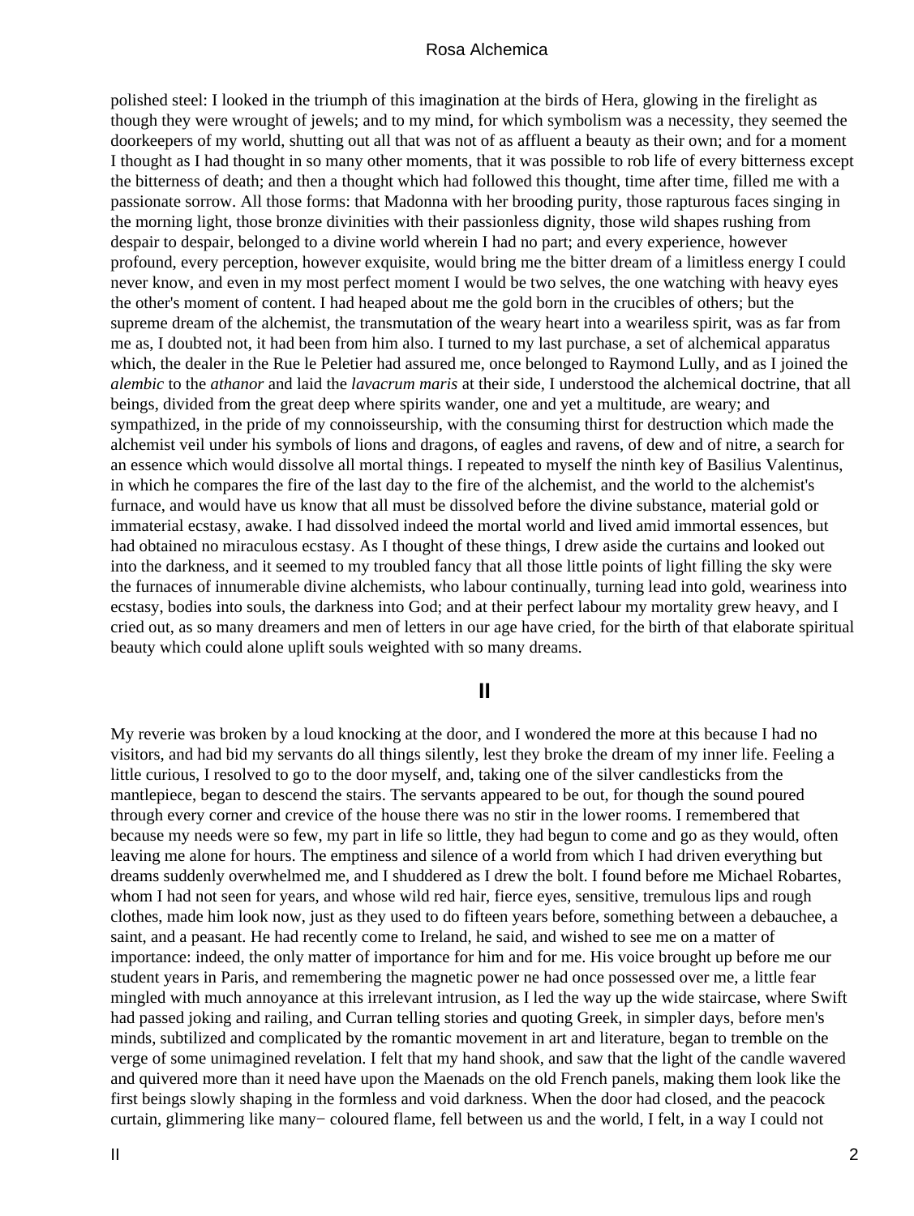polished steel: I looked in the triumph of this imagination at the birds of Hera, glowing in the firelight as though they were wrought of jewels; and to my mind, for which symbolism was a necessity, they seemed the doorkeepers of my world, shutting out all that was not of as affluent a beauty as their own; and for a moment I thought as I had thought in so many other moments, that it was possible to rob life of every bitterness except the bitterness of death; and then a thought which had followed this thought, time after time, filled me with a passionate sorrow. All those forms: that Madonna with her brooding purity, those rapturous faces singing in the morning light, those bronze divinities with their passionless dignity, those wild shapes rushing from despair to despair, belonged to a divine world wherein I had no part; and every experience, however profound, every perception, however exquisite, would bring me the bitter dream of a limitless energy I could never know, and even in my most perfect moment I would be two selves, the one watching with heavy eyes the other's moment of content. I had heaped about me the gold born in the crucibles of others; but the supreme dream of the alchemist, the transmutation of the weary heart into a weariless spirit, was as far from me as, I doubted not, it had been from him also. I turned to my last purchase, a set of alchemical apparatus which, the dealer in the Rue le Peletier had assured me, once belonged to Raymond Lully, and as I joined the *alembic* to the *athanor* and laid the *lavacrum maris* at their side, I understood the alchemical doctrine, that all beings, divided from the great deep where spirits wander, one and yet a multitude, are weary; and sympathized, in the pride of my connoisseurship, with the consuming thirst for destruction which made the alchemist veil under his symbols of lions and dragons, of eagles and ravens, of dew and of nitre, a search for an essence which would dissolve all mortal things. I repeated to myself the ninth key of Basilius Valentinus, in which he compares the fire of the last day to the fire of the alchemist, and the world to the alchemist's furnace, and would have us know that all must be dissolved before the divine substance, material gold or immaterial ecstasy, awake. I had dissolved indeed the mortal world and lived amid immortal essences, but had obtained no miraculous ecstasy. As I thought of these things, I drew aside the curtains and looked out into the darkness, and it seemed to my troubled fancy that all those little points of light filling the sky were the furnaces of innumerable divine alchemists, who labour continually, turning lead into gold, weariness into ecstasy, bodies into souls, the darkness into God; and at their perfect labour my mortality grew heavy, and I cried out, as so many dreamers and men of letters in our age have cried, for the birth of that elaborate spiritual beauty which could alone uplift souls weighted with so many dreams.

## II

My reverie was broken by a loud knocking at the door, and I wondered the more at this because I had no visitors, and had bid my servants do all things silently, lest they broke the dream of my inner life. Feeling a little curious, I resolved to go to the door myself, and, taking one of the silver candlesticks from the mantlepiece, began to descend the stairs. The servants appeared to be out, for though the sound poured through every corner and crevice of the house there was no stir in the lower rooms. I remembered that because my needs were so few, my part in life so little, they had begun to come and go as they would, often leaving me alone for hours. The emptiness and silence of a world from which I had driven everything but dreams suddenly overwhelmed me, and I shuddered as I drew the bolt. I found before me Michael Robartes, whom I had not seen for years, and whose wild red hair, fierce eyes, sensitive, tremulous lips and rough clothes, made him look now, just as they used to do fifteen years before, something between a debauchee, a saint, and a peasant. He had recently come to Ireland, he said, and wished to see me on a matter of importance: indeed, the only matter of importance for him and for me. His voice brought up before me our student years in Paris, and remembering the magnetic power ne had once possessed over me, a little fear mingled with much annoyance at this irrelevant intrusion, as I led the way up the wide staircase, where Swift had passed joking and railing, and Curran telling stories and quoting Greek, in simpler days, before men's minds, subtilized and complicated by the romantic movement in art and literature, began to tremble on the verge of some unimagined revelation. I felt that my hand shook, and saw that the light of the candle wavered and quivered more than it need have upon the Maenads on the old French panels, making them look like the first beings slowly shaping in the formless and void darkness. When the door had closed, and the peacock curtain, glimmering like many− coloured flame, fell between us and the world, I felt, in a way I could not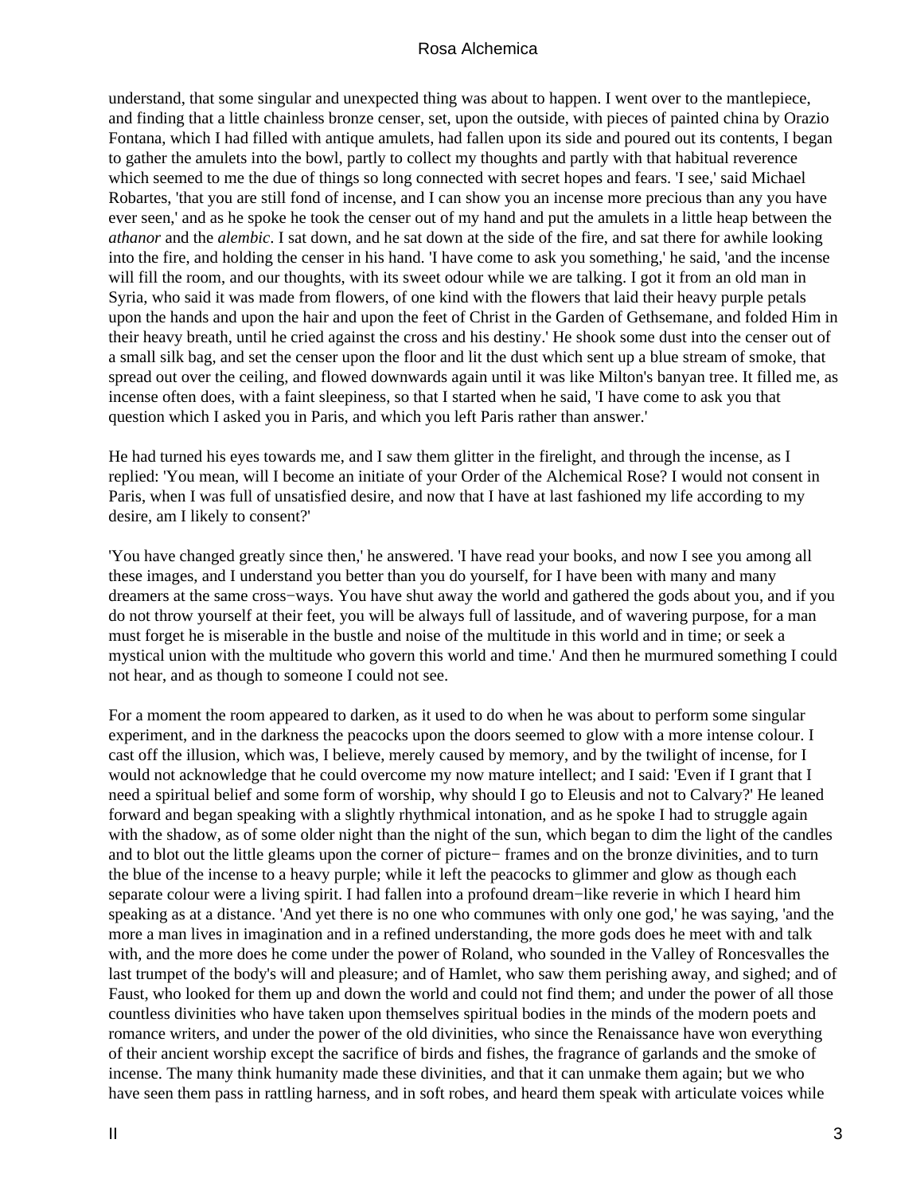understand, that some singular and unexpected thing was about to happen. I went over to the mantlepiece, and finding that a little chainless bronze censer, set, upon the outside, with pieces of painted china by Orazio Fontana, which I had filled with antique amulets, had fallen upon its side and poured out its contents, I began to gather the amulets into the bowl, partly to collect my thoughts and partly with that habitual reverence which seemed to me the due of things so long connected with secret hopes and fears. 'I see,' said Michael Robartes, 'that you are still fond of incense, and I can show you an incense more precious than any you have ever seen,' and as he spoke he took the censer out of my hand and put the amulets in a little heap between the *athanor* and the *alembic*. I sat down, and he sat down at the side of the fire, and sat there for awhile looking into the fire, and holding the censer in his hand. 'I have come to ask you something,' he said, 'and the incense will fill the room, and our thoughts, with its sweet odour while we are talking. I got it from an old man in Syria, who said it was made from flowers, of one kind with the flowers that laid their heavy purple petals upon the hands and upon the hair and upon the feet of Christ in the Garden of Gethsemane, and folded Him in their heavy breath, until he cried against the cross and his destiny.' He shook some dust into the censer out of a small silk bag, and set the censer upon the floor and lit the dust which sent up a blue stream of smoke, that spread out over the ceiling, and flowed downwards again until it was like Milton's banyan tree. It filled me, as incense often does, with a faint sleepiness, so that I started when he said, 'I have come to ask you that question which I asked you in Paris, and which you left Paris rather than answer.'

He had turned his eyes towards me, and I saw them glitter in the firelight, and through the incense, as I replied: 'You mean, will I become an initiate of your Order of the Alchemical Rose? I would not consent in Paris, when I was full of unsatisfied desire, and now that I have at last fashioned my life according to my desire, am I likely to consent?'

'You have changed greatly since then,' he answered. 'I have read your books, and now I see you among all these images, and I understand you better than you do yourself, for I have been with many and many dreamers at the same cross−ways. You have shut away the world and gathered the gods about you, and if you do not throw yourself at their feet, you will be always full of lassitude, and of wavering purpose, for a man must forget he is miserable in the bustle and noise of the multitude in this world and in time; or seek a mystical union with the multitude who govern this world and time.' And then he murmured something I could not hear, and as though to someone I could not see.

For a moment the room appeared to darken, as it used to do when he was about to perform some singular experiment, and in the darkness the peacocks upon the doors seemed to glow with a more intense colour. I cast off the illusion, which was, I believe, merely caused by memory, and by the twilight of incense, for I would not acknowledge that he could overcome my now mature intellect; and I said: 'Even if I grant that I need a spiritual belief and some form of worship, why should I go to Eleusis and not to Calvary?' He leaned forward and began speaking with a slightly rhythmical intonation, and as he spoke I had to struggle again with the shadow, as of some older night than the night of the sun, which began to dim the light of the candles and to blot out the little gleams upon the corner of picture− frames and on the bronze divinities, and to turn the blue of the incense to a heavy purple; while it left the peacocks to glimmer and glow as though each separate colour were a living spirit. I had fallen into a profound dream−like reverie in which I heard him speaking as at a distance. 'And yet there is no one who communes with only one god,' he was saying, 'and the more a man lives in imagination and in a refined understanding, the more gods does he meet with and talk with, and the more does he come under the power of Roland, who sounded in the Valley of Roncesvalles the last trumpet of the body's will and pleasure; and of Hamlet, who saw them perishing away, and sighed; and of Faust, who looked for them up and down the world and could not find them; and under the power of all those countless divinities who have taken upon themselves spiritual bodies in the minds of the modern poets and romance writers, and under the power of the old divinities, who since the Renaissance have won everything of their ancient worship except the sacrifice of birds and fishes, the fragrance of garlands and the smoke of incense. The many think humanity made these divinities, and that it can unmake them again; but we who have seen them pass in rattling harness, and in soft robes, and heard them speak with articulate voices while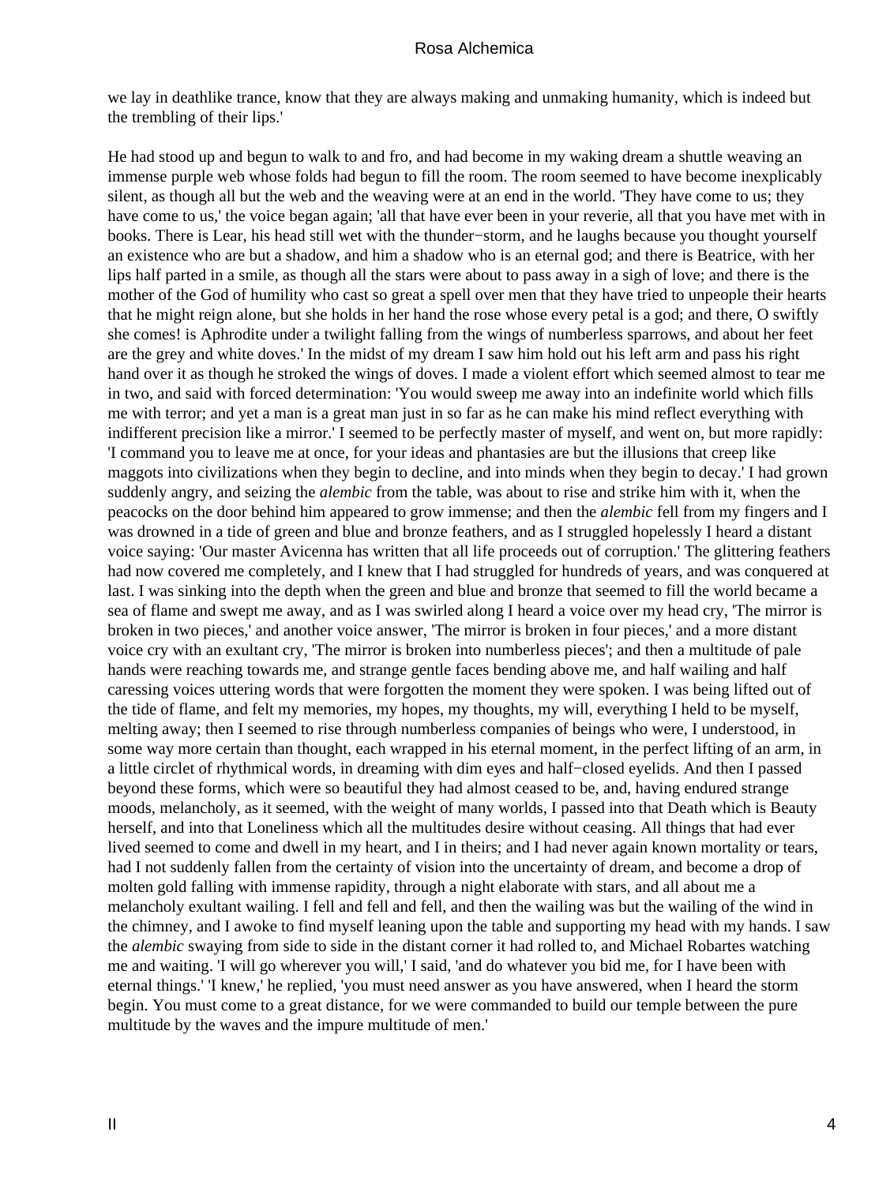we lay in deathlike trance, know that they are always making and unmaking humanity, which is indeed but the trembling of their lips.'

He had stood up and begun to walk to and fro, and had become in my waking dream a shuttle weaving an immense purple web whose folds had begun to fill the room. The room seemed to have become inexplicably silent, as though all but the web and the weaving were at an end in the world. 'They have come to us; they have come to us,' the voice began again; 'all that have ever been in your reverie, all that you have met with in books. There is Lear, his head still wet with the thunder−storm, and he laughs because you thought yourself an existence who are but a shadow, and him a shadow who is an eternal god; and there is Beatrice, with her lips half parted in a smile, as though all the stars were about to pass away in a sigh of love; and there is the mother of the God of humility who cast so great a spell over men that they have tried to unpeople their hearts that he might reign alone, but she holds in her hand the rose whose every petal is a god; and there, O swiftly she comes! is Aphrodite under a twilight falling from the wings of numberless sparrows, and about her feet are the grey and white doves.' In the midst of my dream I saw him hold out his left arm and pass his right hand over it as though he stroked the wings of doves. I made a violent effort which seemed almost to tear me in two, and said with forced determination: 'You would sweep me away into an indefinite world which fills me with terror; and yet a man is a great man just in so far as he can make his mind reflect everything with indifferent precision like a mirror.' I seemed to be perfectly master of myself, and went on, but more rapidly: 'I command you to leave me at once, for your ideas and phantasies are but the illusions that creep like maggots into civilizations when they begin to decline, and into minds when they begin to decay.' I had grown suddenly angry, and seizing the *alembic* from the table, was about to rise and strike him with it, when the peacocks on the door behind him appeared to grow immense; and then the *alembic* fell from my fingers and I was drowned in a tide of green and blue and bronze feathers, and as I struggled hopelessly I heard a distant voice saying: 'Our master Avicenna has written that all life proceeds out of corruption.' The glittering feathers had now covered me completely, and I knew that I had struggled for hundreds of years, and was conquered at last. I was sinking into the depth when the green and blue and bronze that seemed to fill the world became a sea of flame and swept me away, and as I was swirled along I heard a voice over my head cry, 'The mirror is broken in two pieces,' and another voice answer, 'The mirror is broken in four pieces,' and a more distant voice cry with an exultant cry, 'The mirror is broken into numberless pieces'; and then a multitude of pale hands were reaching towards me, and strange gentle faces bending above me, and half wailing and half caressing voices uttering words that were forgotten the moment they were spoken. I was being lifted out of the tide of flame, and felt my memories, my hopes, my thoughts, my will, everything I held to be myself, melting away; then I seemed to rise through numberless companies of beings who were, I understood, in some way more certain than thought, each wrapped in his eternal moment, in the perfect lifting of an arm, in a little circlet of rhythmical words, in dreaming with dim eyes and half−closed eyelids. And then I passed beyond these forms, which were so beautiful they had almost ceased to be, and, having endured strange moods, melancholy, as it seemed, with the weight of many worlds, I passed into that Death which is Beauty herself, and into that Loneliness which all the multitudes desire without ceasing. All things that had ever lived seemed to come and dwell in my heart, and I in theirs; and I had never again known mortality or tears, had I not suddenly fallen from the certainty of vision into the uncertainty of dream, and become a drop of molten gold falling with immense rapidity, through a night elaborate with stars, and all about me a melancholy exultant wailing. I fell and fell and fell, and then the wailing was but the wailing of the wind in the chimney, and I awoke to find myself leaning upon the table and supporting my head with my hands. I saw the *alembic* swaying from side to side in the distant corner it had rolled to, and Michael Robartes watching me and waiting. 'I will go wherever you will,' I said, 'and do whatever you bid me, for I have been with eternal things.' 'I knew,' he replied, 'you must need answer as you have answered, when I heard the storm begin. You must come to a great distance, for we were commanded to build our temple between the pure multitude by the waves and the impure multitude of men.'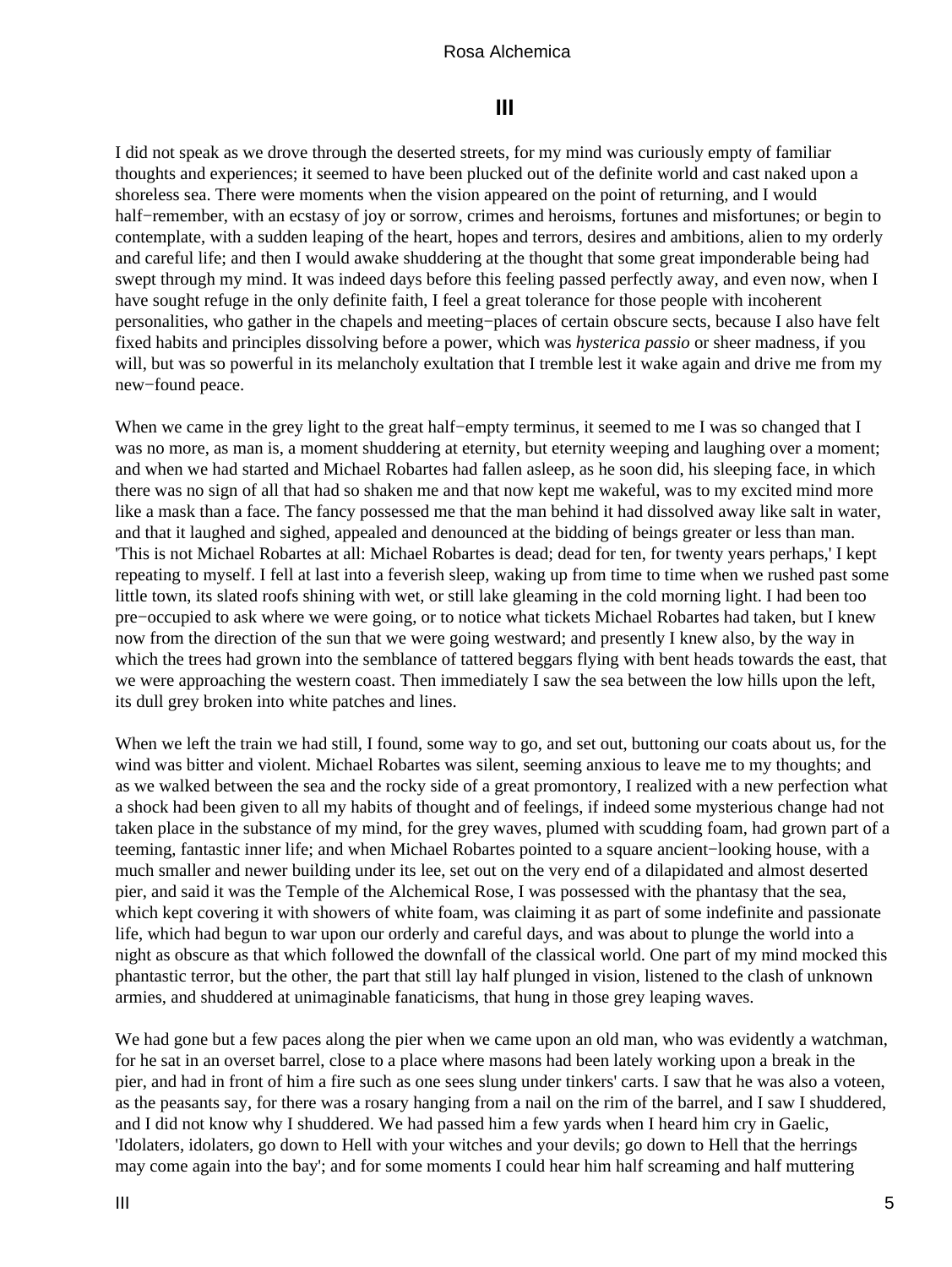## III

I did not speak as we drove through the deserted streets, for my mind was curiously empty of familiar thoughts and experiences; it seemed to have been plucked out of the definite world and cast naked upon a shoreless sea. There were moments when the vision appeared on the point of returning, and I would half−remember, with an ecstasy of joy or sorrow, crimes and heroisms, fortunes and misfortunes; or begin to contemplate, with a sudden leaping of the heart, hopes and terrors, desires and ambitions, alien to my orderly and careful life; and then I would awake shuddering at the thought that some great imponderable being had swept through my mind. It was indeed days before this feeling passed perfectly away, and even now, when I have sought refuge in the only definite faith, I feel a great tolerance for those people with incoherent personalities, who gather in the chapels and meeting−places of certain obscure sects, because I also have felt fixed habits and principles dissolving before a power, which was *hysterica passio* or sheer madness, if you will, but was so powerful in its melancholy exultation that I tremble lest it wake again and drive me from my new−found peace.

When we came in the grey light to the great half−empty terminus, it seemed to me I was so changed that I was no more, as man is, a moment shuddering at eternity, but eternity weeping and laughing over a moment; and when we had started and Michael Robartes had fallen asleep, as he soon did, his sleeping face, in which there was no sign of all that had so shaken me and that now kept me wakeful, was to my excited mind more like a mask than a face. The fancy possessed me that the man behind it had dissolved away like salt in water, and that it laughed and sighed, appealed and denounced at the bidding of beings greater or less than man. 'This is not Michael Robartes at all: Michael Robartes is dead; dead for ten, for twenty years perhaps,' I kept repeating to myself. I fell at last into a feverish sleep, waking up from time to time when we rushed past some little town, its slated roofs shining with wet, or still lake gleaming in the cold morning light. I had been too pre−occupied to ask where we were going, or to notice what tickets Michael Robartes had taken, but I knew now from the direction of the sun that we were going westward; and presently I knew also, by the way in which the trees had grown into the semblance of tattered beggars flying with bent heads towards the east, that we were approaching the western coast. Then immediately I saw the sea between the low hills upon the left, its dull grey broken into white patches and lines.

When we left the train we had still, I found, some way to go, and set out, buttoning our coats about us, for the wind was bitter and violent. Michael Robartes was silent, seeming anxious to leave me to my thoughts; and as we walked between the sea and the rocky side of a great promontory, I realized with a new perfection what a shock had been given to all my habits of thought and of feelings, if indeed some mysterious change had not taken place in the substance of my mind, for the grey waves, plumed with scudding foam, had grown part of a teeming, fantastic inner life; and when Michael Robartes pointed to a square ancient−looking house, with a much smaller and newer building under its lee, set out on the very end of a dilapidated and almost deserted pier, and said it was the Temple of the Alchemical Rose, I was possessed with the phantasy that the sea, which kept covering it with showers of white foam, was claiming it as part of some indefinite and passionate life, which had begun to war upon our orderly and careful days, and was about to plunge the world into a night as obscure as that which followed the downfall of the classical world. One part of my mind mocked this phantastic terror, but the other, the part that still lay half plunged in vision, listened to the clash of unknown armies, and shuddered at unimaginable fanaticisms, that hung in those grey leaping waves.

We had gone but a few paces along the pier when we came upon an old man, who was evidently a watchman, for he sat in an overset barrel, close to a place where masons had been lately working upon a break in the pier, and had in front of him a fire such as one sees slung under tinkers' carts. I saw that he was also a voteen, as the peasants say, for there was a rosary hanging from a nail on the rim of the barrel, and I saw I shuddered, and I did not know why I shuddered. We had passed him a few yards when I heard him cry in Gaelic, 'Idolaters, idolaters, go down to Hell with your witches and your devils; go down to Hell that the herrings may come again into the bay'; and for some moments I could hear him half screaming and half muttering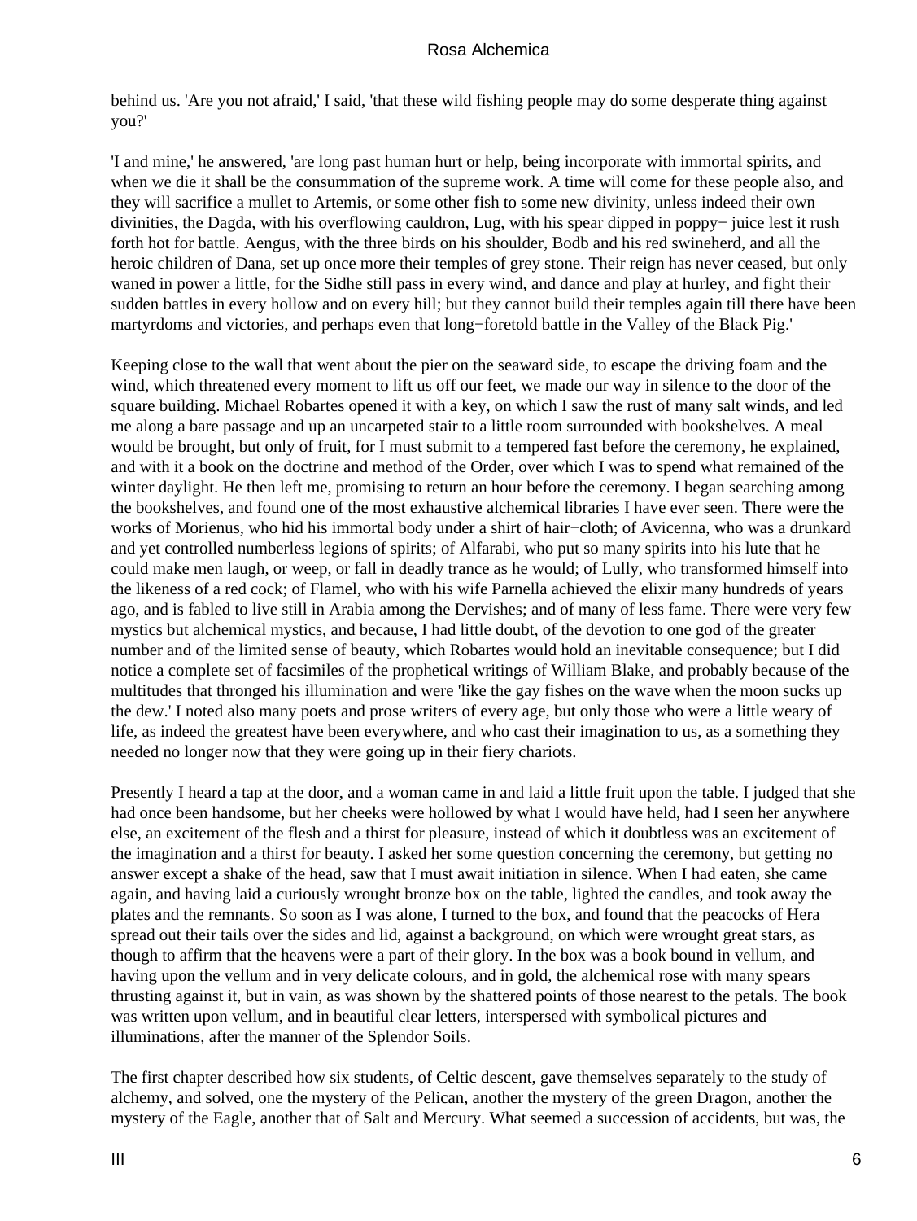behind us. 'Are you not afraid,' I said, 'that these wild fishing people may do some desperate thing against you?'

'I and mine,' he answered, 'are long past human hurt or help, being incorporate with immortal spirits, and when we die it shall be the consummation of the supreme work. A time will come for these people also, and they will sacrifice a mullet to Artemis, or some other fish to some new divinity, unless indeed their own divinities, the Dagda, with his overflowing cauldron, Lug, with his spear dipped in poppy− juice lest it rush forth hot for battle. Aengus, with the three birds on his shoulder, Bodb and his red swineherd, and all the heroic children of Dana, set up once more their temples of grey stone. Their reign has never ceased, but only waned in power a little, for the Sidhe still pass in every wind, and dance and play at hurley, and fight their sudden battles in every hollow and on every hill; but they cannot build their temples again till there have been martyrdoms and victories, and perhaps even that long−foretold battle in the Valley of the Black Pig.'

Keeping close to the wall that went about the pier on the seaward side, to escape the driving foam and the wind, which threatened every moment to lift us off our feet, we made our way in silence to the door of the square building. Michael Robartes opened it with a key, on which I saw the rust of many salt winds, and led me along a bare passage and up an uncarpeted stair to a little room surrounded with bookshelves. A meal would be brought, but only of fruit, for I must submit to a tempered fast before the ceremony, he explained, and with it a book on the doctrine and method of the Order, over which I was to spend what remained of the winter daylight. He then left me, promising to return an hour before the ceremony. I began searching among the bookshelves, and found one of the most exhaustive alchemical libraries I have ever seen. There were the works of Morienus, who hid his immortal body under a shirt of hair−cloth; of Avicenna, who was a drunkard and yet controlled numberless legions of spirits; of Alfarabi, who put so many spirits into his lute that he could make men laugh, or weep, or fall in deadly trance as he would; of Lully, who transformed himself into the likeness of a red cock; of Flamel, who with his wife Parnella achieved the elixir many hundreds of years ago, and is fabled to live still in Arabia among the Dervishes; and of many of less fame. There were very few mystics but alchemical mystics, and because, I had little doubt, of the devotion to one god of the greater number and of the limited sense of beauty, which Robartes would hold an inevitable consequence; but I did notice a complete set of facsimiles of the prophetical writings of William Blake, and probably because of the multitudes that thronged his illumination and were 'like the gay fishes on the wave when the moon sucks up the dew.' I noted also many poets and prose writers of every age, but only those who were a little weary of life, as indeed the greatest have been everywhere, and who cast their imagination to us, as a something they needed no longer now that they were going up in their fiery chariots.

Presently I heard a tap at the door, and a woman came in and laid a little fruit upon the table. I judged that she had once been handsome, but her cheeks were hollowed by what I would have held, had I seen her anywhere else, an excitement of the flesh and a thirst for pleasure, instead of which it doubtless was an excitement of the imagination and a thirst for beauty. I asked her some question concerning the ceremony, but getting no answer except a shake of the head, saw that I must await initiation in silence. When I had eaten, she came again, and having laid a curiously wrought bronze box on the table, lighted the candles, and took away the plates and the remnants. So soon as I was alone, I turned to the box, and found that the peacocks of Hera spread out their tails over the sides and lid, against a background, on which were wrought great stars, as though to affirm that the heavens were a part of their glory. In the box was a book bound in vellum, and having upon the vellum and in very delicate colours, and in gold, the alchemical rose with many spears thrusting against it, but in vain, as was shown by the shattered points of those nearest to the petals. The book was written upon vellum, and in beautiful clear letters, interspersed with symbolical pictures and illuminations, after the manner of the Splendor Soils.

The first chapter described how six students, of Celtic descent, gave themselves separately to the study of alchemy, and solved, one the mystery of the Pelican, another the mystery of the green Dragon, another the mystery of the Eagle, another that of Salt and Mercury. What seemed a succession of accidents, but was, the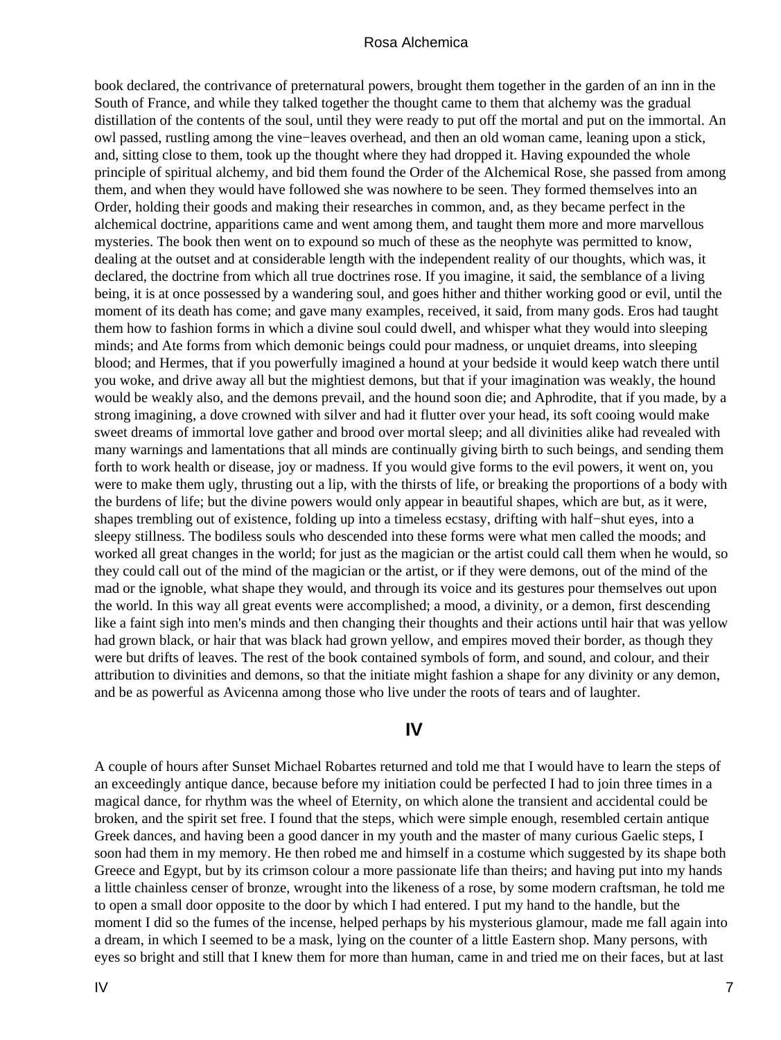book declared, the contrivance of preternatural powers, brought them together in the garden of an inn in the South of France, and while they talked together the thought came to them that alchemy was the gradual distillation of the contents of the soul, until they were ready to put off the mortal and put on the immortal. An owl passed, rustling among the vine−leaves overhead, and then an old woman came, leaning upon a stick, and, sitting close to them, took up the thought where they had dropped it. Having expounded the whole principle of spiritual alchemy, and bid them found the Order of the Alchemical Rose, she passed from among them, and when they would have followed she was nowhere to be seen. They formed themselves into an Order, holding their goods and making their researches in common, and, as they became perfect in the alchemical doctrine, apparitions came and went among them, and taught them more and more marvellous mysteries. The book then went on to expound so much of these as the neophyte was permitted to know, dealing at the outset and at considerable length with the independent reality of our thoughts, which was, it declared, the doctrine from which all true doctrines rose. If you imagine, it said, the semblance of a living being, it is at once possessed by a wandering soul, and goes hither and thither working good or evil, until the moment of its death has come; and gave many examples, received, it said, from many gods. Eros had taught them how to fashion forms in which a divine soul could dwell, and whisper what they would into sleeping minds; and Ate forms from which demonic beings could pour madness, or unquiet dreams, into sleeping blood; and Hermes, that if you powerfully imagined a hound at your bedside it would keep watch there until you woke, and drive away all but the mightiest demons, but that if your imagination was weakly, the hound would be weakly also, and the demons prevail, and the hound soon die; and Aphrodite, that if you made, by a strong imagining, a dove crowned with silver and had it flutter over your head, its soft cooing would make sweet dreams of immortal love gather and brood over mortal sleep; and all divinities alike had revealed with many warnings and lamentations that all minds are continually giving birth to such beings, and sending them forth to work health or disease, joy or madness. If you would give forms to the evil powers, it went on, you were to make them ugly, thrusting out a lip, with the thirsts of life, or breaking the proportions of a body with the burdens of life; but the divine powers would only appear in beautiful shapes, which are but, as it were, shapes trembling out of existence, folding up into a timeless ecstasy, drifting with half−shut eyes, into a sleepy stillness. The bodiless souls who descended into these forms were what men called the moods; and worked all great changes in the world; for just as the magician or the artist could call them when he would, so they could call out of the mind of the magician or the artist, or if they were demons, out of the mind of the mad or the ignoble, what shape they would, and through its voice and its gestures pour themselves out upon the world. In this way all great events were accomplished; a mood, a divinity, or a demon, first descending like a faint sigh into men's minds and then changing their thoughts and their actions until hair that was yellow had grown black, or hair that was black had grown yellow, and empires moved their border, as though they were but drifts of leaves. The rest of the book contained symbols of form, and sound, and colour, and their attribution to divinities and demons, so that the initiate might fashion a shape for any divinity or any demon, and be as powerful as Avicenna among those who live under the roots of tears and of laughter.

## IV

A couple of hours after Sunset Michael Robartes returned and told me that I would have to learn the steps of an exceedingly antique dance, because before my initiation could be perfected I had to join three times in a magical dance, for rhythm was the wheel of Eternity, on which alone the transient and accidental could be broken, and the spirit set free. I found that the steps, which were simple enough, resembled certain antique Greek dances, and having been a good dancer in my youth and the master of many curious Gaelic steps, I soon had them in my memory. He then robed me and himself in a costume which suggested by its shape both Greece and Egypt, but by its crimson colour a more passionate life than theirs; and having put into my hands a little chainless censer of bronze, wrought into the likeness of a rose, by some modern craftsman, he told me to open a small door opposite to the door by which I had entered. I put my hand to the handle, but the moment I did so the fumes of the incense, helped perhaps by his mysterious glamour, made me fall again into a dream, in which I seemed to be a mask, lying on the counter of a little Eastern shop. Many persons, with eyes so bright and still that I knew them for more than human, came in and tried me on their faces, but at last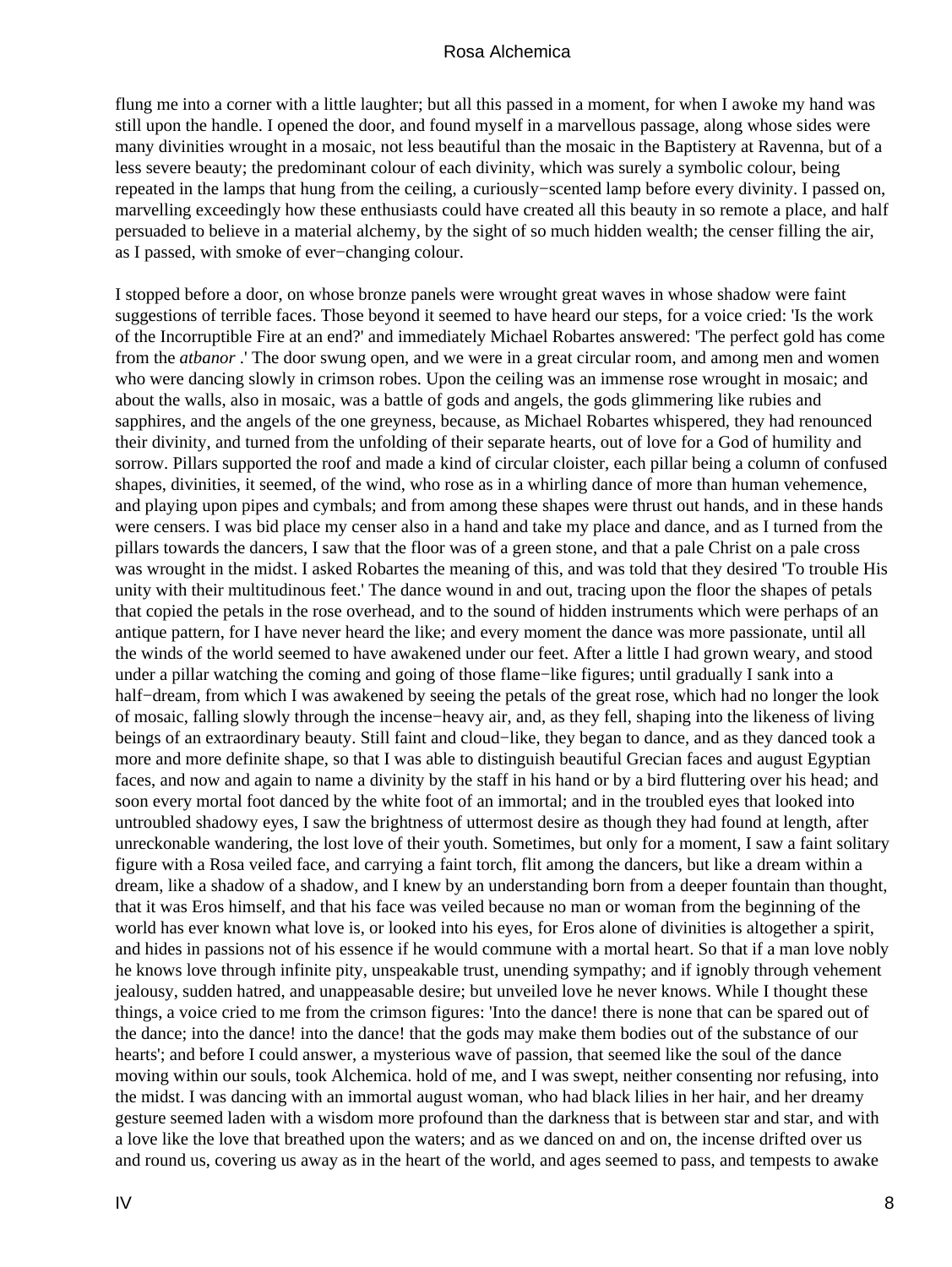flung me into a corner with a little laughter; but all this passed in a moment, for when I awoke my hand was still upon the handle. I opened the door, and found myself in a marvellous passage, along whose sides were many divinities wrought in a mosaic, not less beautiful than the mosaic in the Baptistery at Ravenna, but of a less severe beauty; the predominant colour of each divinity, which was surely a symbolic colour, being repeated in the lamps that hung from the ceiling, a curiously−scented lamp before every divinity. I passed on, marvelling exceedingly how these enthusiasts could have created all this beauty in so remote a place, and half persuaded to believe in a material alchemy, by the sight of so much hidden wealth; the censer filling the air, as I passed, with smoke of ever−changing colour.

I stopped before a door, on whose bronze panels were wrought great waves in whose shadow were faint suggestions of terrible faces. Those beyond it seemed to have heard our steps, for a voice cried: 'Is the work of the Incorruptible Fire at an end?' and immediately Michael Robartes answered: 'The perfect gold has come from the *atbanor* .' The door swung open, and we were in a great circular room, and among men and women who were dancing slowly in crimson robes. Upon the ceiling was an immense rose wrought in mosaic; and about the walls, also in mosaic, was a battle of gods and angels, the gods glimmering like rubies and sapphires, and the angels of the one greyness, because, as Michael Robartes whispered, they had renounced their divinity, and turned from the unfolding of their separate hearts, out of love for a God of humility and sorrow. Pillars supported the roof and made a kind of circular cloister, each pillar being a column of confused shapes, divinities, it seemed, of the wind, who rose as in a whirling dance of more than human vehemence, and playing upon pipes and cymbals; and from among these shapes were thrust out hands, and in these hands were censers. I was bid place my censer also in a hand and take my place and dance, and as I turned from the pillars towards the dancers, I saw that the floor was of a green stone, and that a pale Christ on a pale cross was wrought in the midst. I asked Robartes the meaning of this, and was told that they desired 'To trouble His unity with their multitudinous feet.' The dance wound in and out, tracing upon the floor the shapes of petals that copied the petals in the rose overhead, and to the sound of hidden instruments which were perhaps of an antique pattern, for I have never heard the like; and every moment the dance was more passionate, until all the winds of the world seemed to have awakened under our feet. After a little I had grown weary, and stood under a pillar watching the coming and going of those flame−like figures; until gradually I sank into a half−dream, from which I was awakened by seeing the petals of the great rose, which had no longer the look of mosaic, falling slowly through the incense−heavy air, and, as they fell, shaping into the likeness of living beings of an extraordinary beauty. Still faint and cloud−like, they began to dance, and as they danced took a more and more definite shape, so that I was able to distinguish beautiful Grecian faces and august Egyptian faces, and now and again to name a divinity by the staff in his hand or by a bird fluttering over his head; and soon every mortal foot danced by the white foot of an immortal; and in the troubled eyes that looked into untroubled shadowy eyes, I saw the brightness of uttermost desire as though they had found at length, after unreckonable wandering, the lost love of their youth. Sometimes, but only for a moment, I saw a faint solitary figure with a Rosa veiled face, and carrying a faint torch, flit among the dancers, but like a dream within a dream, like a shadow of a shadow, and I knew by an understanding born from a deeper fountain than thought, that it was Eros himself, and that his face was veiled because no man or woman from the beginning of the world has ever known what love is, or looked into his eyes, for Eros alone of divinities is altogether a spirit, and hides in passions not of his essence if he would commune with a mortal heart. So that if a man love nobly he knows love through infinite pity, unspeakable trust, unending sympathy; and if ignobly through vehement jealousy, sudden hatred, and unappeasable desire; but unveiled love he never knows. While I thought these things, a voice cried to me from the crimson figures: 'Into the dance! there is none that can be spared out of the dance; into the dance! into the dance! that the gods may make them bodies out of the substance of our hearts'; and before I could answer, a mysterious wave of passion, that seemed like the soul of the dance moving within our souls, took Alchemica. hold of me, and I was swept, neither consenting nor refusing, into the midst. I was dancing with an immortal august woman, who had black lilies in her hair, and her dreamy gesture seemed laden with a wisdom more profound than the darkness that is between star and star, and with a love like the love that breathed upon the waters; and as we danced on and on, the incense drifted over us and round us, covering us away as in the heart of the world, and ages seemed to pass, and tempests to awake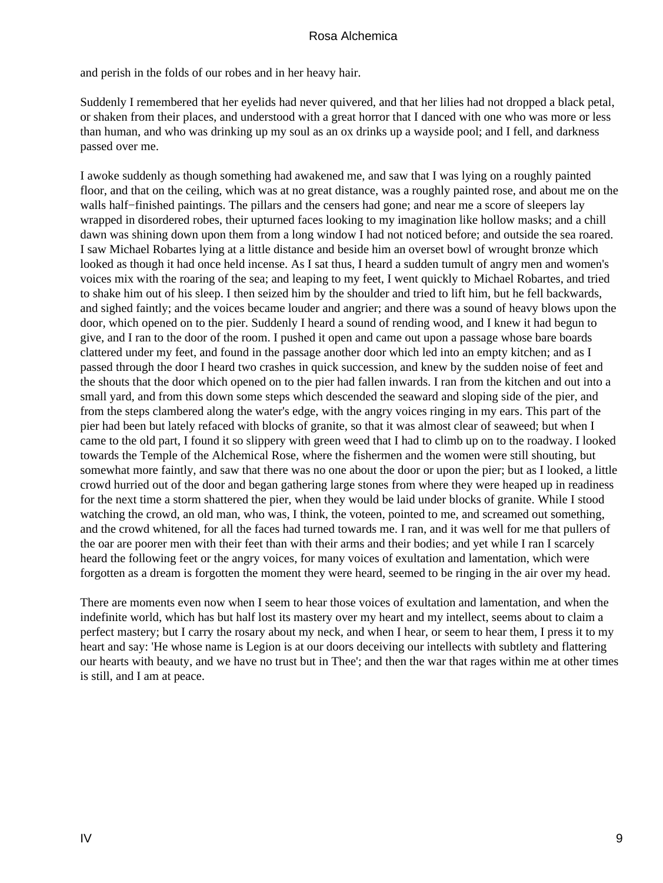and perish in the folds of our robes and in her heavy hair.

Suddenly I remembered that her eyelids had never quivered, and that her lilies had not dropped a black petal, or shaken from their places, and understood with a great horror that I danced with one who was more or less than human, and who was drinking up my soul as an ox drinks up a wayside pool; and I fell, and darkness passed over me.

I awoke suddenly as though something had awakened me, and saw that I was lying on a roughly painted floor, and that on the ceiling, which was at no great distance, was a roughly painted rose, and about me on the walls half−finished paintings. The pillars and the censers had gone; and near me a score of sleepers lay wrapped in disordered robes, their upturned faces looking to my imagination like hollow masks; and a chill dawn was shining down upon them from a long window I had not noticed before; and outside the sea roared. I saw Michael Robartes lying at a little distance and beside him an overset bowl of wrought bronze which looked as though it had once held incense. As I sat thus, I heard a sudden tumult of angry men and women's voices mix with the roaring of the sea; and leaping to my feet, I went quickly to Michael Robartes, and tried to shake him out of his sleep. I then seized him by the shoulder and tried to lift him, but he fell backwards, and sighed faintly; and the voices became louder and angrier; and there was a sound of heavy blows upon the door, which opened on to the pier. Suddenly I heard a sound of rending wood, and I knew it had begun to give, and I ran to the door of the room. I pushed it open and came out upon a passage whose bare boards clattered under my feet, and found in the passage another door which led into an empty kitchen; and as I passed through the door I heard two crashes in quick succession, and knew by the sudden noise of feet and the shouts that the door which opened on to the pier had fallen inwards. I ran from the kitchen and out into a small yard, and from this down some steps which descended the seaward and sloping side of the pier, and from the steps clambered along the water's edge, with the angry voices ringing in my ears. This part of the pier had been but lately refaced with blocks of granite, so that it was almost clear of seaweed; but when I came to the old part, I found it so slippery with green weed that I had to climb up on to the roadway. I looked towards the Temple of the Alchemical Rose, where the fishermen and the women were still shouting, but somewhat more faintly, and saw that there was no one about the door or upon the pier; but as I looked, a little crowd hurried out of the door and began gathering large stones from where they were heaped up in readiness for the next time a storm shattered the pier, when they would be laid under blocks of granite. While I stood watching the crowd, an old man, who was, I think, the voteen, pointed to me, and screamed out something, and the crowd whitened, for all the faces had turned towards me. I ran, and it was well for me that pullers of the oar are poorer men with their feet than with their arms and their bodies; and yet while I ran I scarcely heard the following feet or the angry voices, for many voices of exultation and lamentation, which were forgotten as a dream is forgotten the moment they were heard, seemed to be ringing in the air over my head.

There are moments even now when I seem to hear those voices of exultation and lamentation, and when the indefinite world, which has but half lost its mastery over my heart and my intellect, seems about to claim a perfect mastery; but I carry the rosary about my neck, and when I hear, or seem to hear them, I press it to my heart and say: 'He whose name is Legion is at our doors deceiving our intellects with subtlety and flattering our hearts with beauty, and we have no trust but in Thee'; and then the war that rages within me at other times is still, and I am at peace.